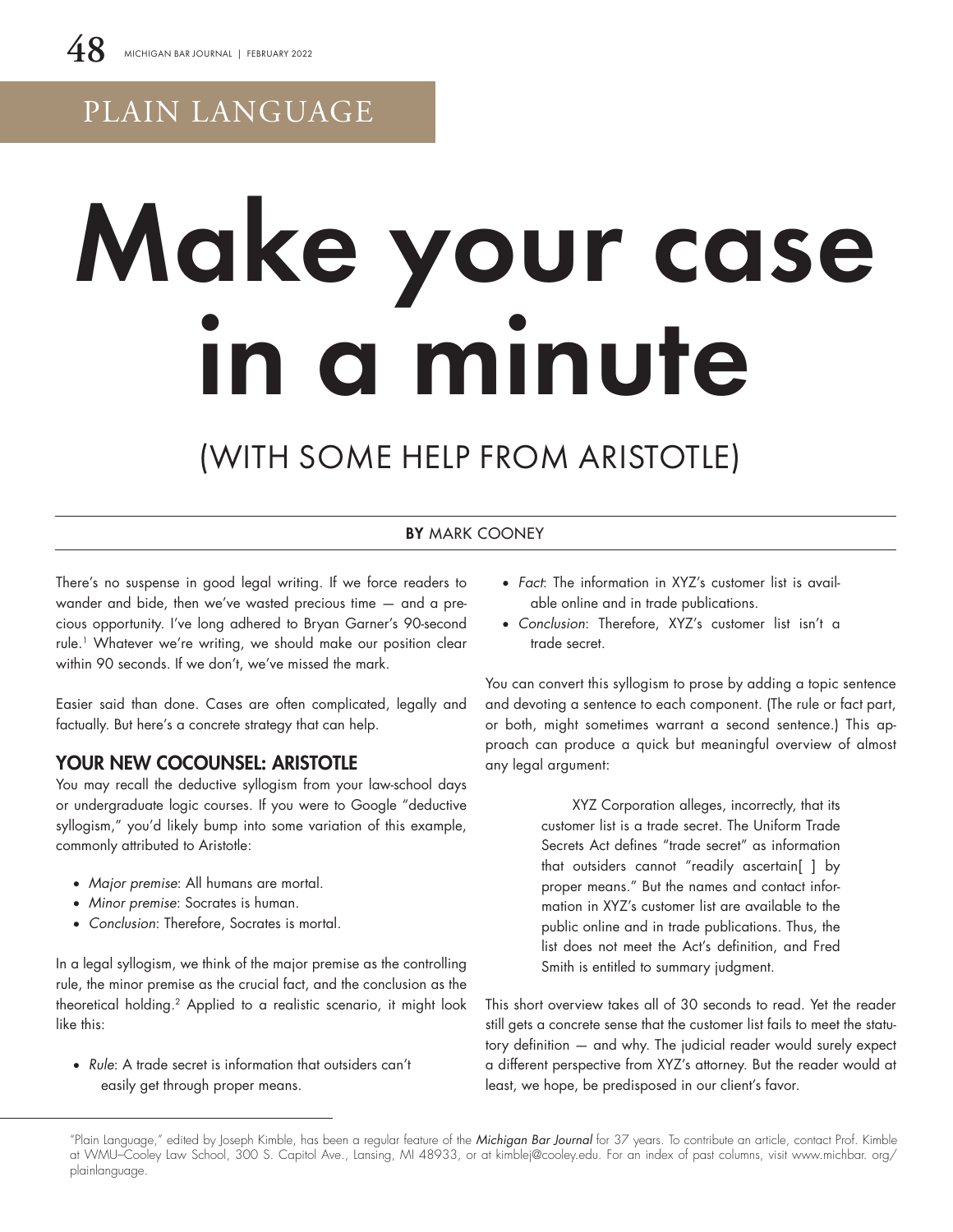PLAIN LANGUAGE

# Make your case in a minute

## (WITH SOME HELP FROM ARISTOTLE)

**BY** MARK COONEY

There's no suspense in good legal writing. If we force readers to wander and bide, then we've wasted precious time — and a precious opportunity. I've long adhered to Bryan Garner's 90-second rule.[1] Whatever we're writing, we should make our position clear within 90 seconds. If we don't, we've missed the mark.

Easier said than done. Cases are often complicated, legally and factually. But here's a concrete strategy that can help.

### YOUR NEW COCOUNSEL: ARISTOTLE

You may recall the deductive syllogism from your law-school days or undergraduate logic courses. If you were to Google "deductive syllogism," you'd likely bump into some variation of this example, commonly attributed to Aristotle:

- *Major premise*: All humans are mortal.
- *Minor premise*: Socrates is human.
- *Conclusion*: Therefore, Socrates is mortal.

In a legal syllogism, we think of the major premise as the controlling rule, the minor premise as the crucial fact, and the conclusion as the theoretical holding.[2] Applied to a realistic scenario, it might look like this:

- *Rule*: A trade secret is information that outsiders can't easily get through proper means.
- *Fact*: The information in XYZ's customer list is available online and in trade publications.
- *Conclusion*: Therefore, XYZ's customer list isn't a trade secret.

You can convert this syllogism to prose by adding a topic sentence and devoting a sentence to each component. (The rule or fact part, or both, might sometimes warrant a second sentence.) This approach can produce a quick but meaningful overview of almost any legal argument:

> XYZ Corporation alleges, incorrectly, that its customer list is a trade secret. The Uniform Trade Secrets Act defines "trade secret" as information that outsiders cannot "readily ascertain[ ] by proper means." But the names and contact information in XYZ's customer list are available to the public online and in trade publications. Thus, the list does not meet the Act's definition, and Fred Smith is entitled to summary judgment.

This short overview takes all of 30 seconds to read. Yet the reader still gets a concrete sense that the customer list fails to meet the statutory definition — and why. The judicial reader would surely expect a different perspective from XYZ's attorney. But the reader would at least, we hope, be predisposed in our client's favor.

---

"Plain Language," edited by Joseph Kimble, has been a regular feature of the *Michigan Bar Journal* for 37 years. To contribute an article, contact Prof. Kimble at WMU–Cooley Law School, 300 S. Capitol Ave., Lansing, MI 48933, or at kimblej@cooley.edu. For an index of past columns, visit www.michbar.org/plainlanguage.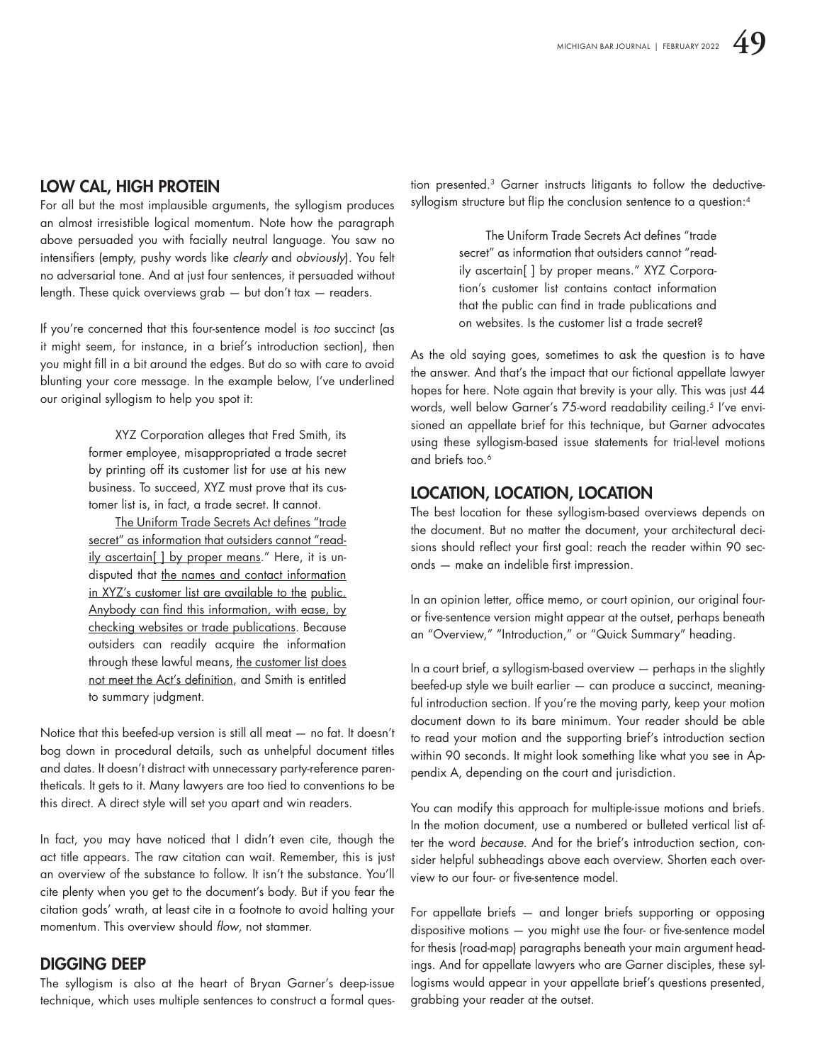## LOW CAL, HIGH PROTEIN

For all but the most implausible arguments, the syllogism produces an almost irresistible logical momentum. Note how the paragraph above persuaded you with facially neutral language. You saw no intensifiers (empty, pushy words like *clearly* and *obviously*). You felt no adversarial tone. And at just four sentences, it persuaded without length. These quick overviews grab — but don't tax — readers.

If you're concerned that this four-sentence model is *too* succinct (as it might seem, for instance, in a brief's introduction section), then you might fill in a bit around the edges. But do so with care to avoid blunting your core message. In the example below, I've underlined our original syllogism to help you spot it:

> XYZ Corporation alleges that Fred Smith, its former employee, misappropriated a trade secret by printing off its customer list for use at his new business. To succeed, XYZ must prove that its customer list is, in fact, a trade secret. It cannot.
>
> <u>The Uniform Trade Secrets Act defines "trade secret" as information that outsiders cannot "readily ascertain[ ] by proper means."</u> Here, it is undisputed that <u>the names and contact information in XYZ's customer list are available to the public. Anybody can find this information, with ease, by checking websites or trade publications</u>. Because outsiders can readily acquire the information through these lawful means, <u>the customer list does not meet the Act's definition</u>, and Smith is entitled to summary judgment.

Notice that this beefed-up version is still all meat — no fat. It doesn't bog down in procedural details, such as unhelpful document titles and dates. It doesn't distract with unnecessary party-reference parentheticals. It gets to it. Many lawyers are too tied to conventions to be this direct. A direct style will set you apart and win readers.

In fact, you may have noticed that I didn't even cite, though the act title appears. The raw citation can wait. Remember, this is just an overview of the substance to follow. It isn't the substance. You'll cite plenty when you get to the document's body. But if you fear the citation gods' wrath, at least cite in a footnote to avoid halting your momentum. This overview should *flow*, not stammer.

## DIGGING DEEP

The syllogism is also at the heart of Bryan Garner's deep-issue technique, which uses multiple sentences to construct a formal question presented.[3] Garner instructs litigants to follow the deductive-syllogism structure but flip the conclusion sentence to a question:[4]

> The Uniform Trade Secrets Act defines "trade secret" as information that outsiders cannot "readily ascertain[ ] by proper means." XYZ Corporation's customer list contains contact information that the public can find in trade publications and on websites. Is the customer list a trade secret?

As the old saying goes, sometimes to ask the question is to have the answer. And that's the impact that our fictional appellate lawyer hopes for here. Note again that brevity is your ally. This was just 44 words, well below Garner's 75-word readability ceiling.[5] I've envisioned an appellate brief for this technique, but Garner advocates using these syllogism-based issue statements for trial-level motions and briefs too.[6]

## LOCATION, LOCATION, LOCATION

The best location for these syllogism-based overviews depends on the document. But no matter the document, your architectural decisions should reflect your first goal: reach the reader within 90 seconds — make an indelible first impression.

In an opinion letter, office memo, or court opinion, our original four- or five-sentence version might appear at the outset, perhaps beneath an "Overview," "Introduction," or "Quick Summary" heading.

In a court brief, a syllogism-based overview — perhaps in the slightly beefed-up style we built earlier — can produce a succinct, meaningful introduction section. If you're the moving party, keep your motion document down to its bare minimum. Your reader should be able to read your motion and the supporting brief's introduction section within 90 seconds. It might look something like what you see in Appendix A, depending on the court and jurisdiction.

You can modify this approach for multiple-issue motions and briefs. In the motion document, use a numbered or bulleted vertical list after the word *because*. And for the brief's introduction section, consider helpful subheadings above each overview. Shorten each overview to our four- or five-sentence model.

For appellate briefs — and longer briefs supporting or opposing dispositive motions — you might use the four- or five-sentence model for thesis (road-map) paragraphs beneath your main argument headings. And for appellate lawyers who are Garner disciples, these syllogisms would appear in your appellate brief's questions presented, grabbing your reader at the outset.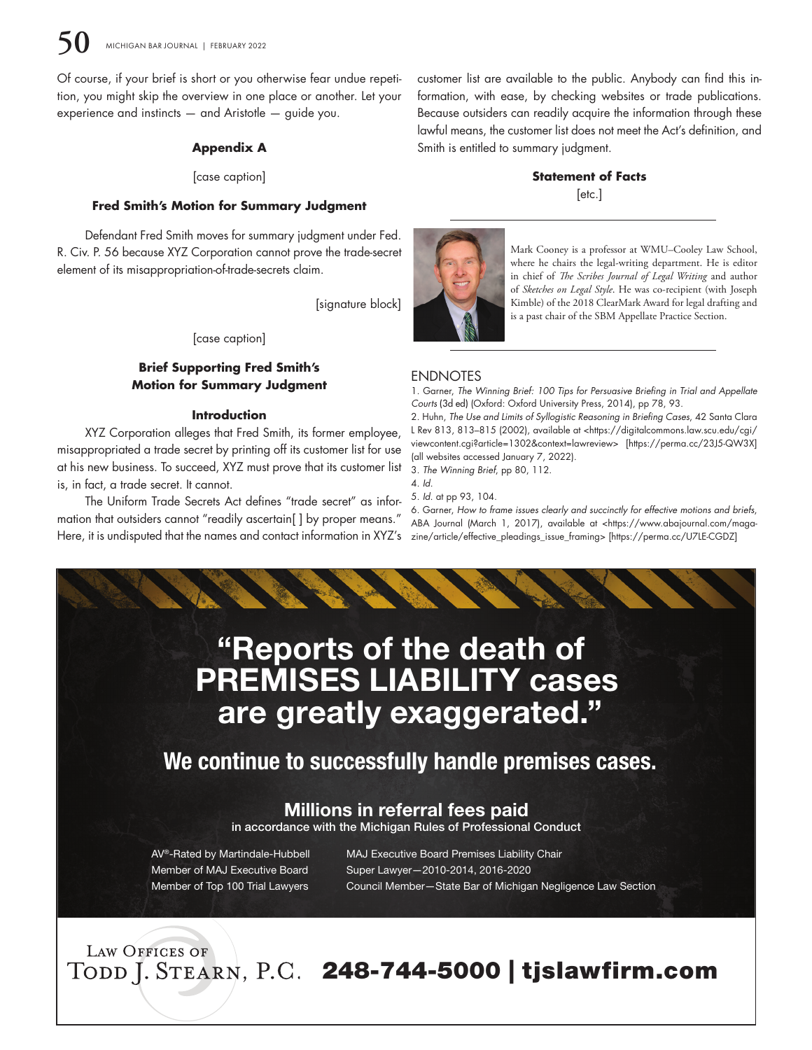Of course, if your brief is short or you otherwise fear undue repetition, you might skip the overview in one place or another. Let your experience and instincts — and Aristotle — guide you.

### Appendix A

[case caption]

### Fred Smith's Motion for Summary Judgment

Defendant Fred Smith moves for summary judgment under Fed. R. Civ. P. 56 because XYZ Corporation cannot prove the trade-secret element of its misappropriation-of-trade-secrets claim.

[signature block]

[case caption]

### Brief Supporting Fred Smith's Motion for Summary Judgment

#### Introduction

XYZ Corporation alleges that Fred Smith, its former employee, misappropriated a trade secret by printing off its customer list for use at his new business. To succeed, XYZ must prove that its customer list is, in fact, a trade secret. It cannot.

The Uniform Trade Secrets Act defines "trade secret" as information that outsiders cannot "readily ascertain[ ] by proper means." Here, it is undisputed that the names and contact information in XYZ's customer list are available to the public. Anybody can find this information, with ease, by checking websites or trade publications. Because outsiders can readily acquire the information through these lawful means, the customer list does not meet the Act's definition, and Smith is entitled to summary judgment.

#### Statement of Facts

[etc.]

---

Mark Cooney is a professor at WMU–Cooley Law School, where he chairs the legal-writing department. He is editor in chief of *The Scribes Journal of Legal Writing* and author of *Sketches on Legal Style*. He was co-recipient (with Joseph Kimble) of the 2018 ClearMark Award for legal drafting and is a past chair of the SBM Appellate Practice Section.

---

## ENDNOTES

1. Garner, *The Winning Brief: 100 Tips for Persuasive Briefing in Trial and Appellate Courts* (3d ed) (Oxford: Oxford University Press, 2014), pp 78, 93.
2. Huhn, *The Use and Limits of Syllogistic Reasoning in Briefing Cases*, 42 Santa Clara L Rev 813, 813–815 (2002), available at <https://digitalcommons.law.scu.edu/cgi/viewcontent.cgi?article=1302&context=lawreview> [https://perma.cc/23J5-QW3X] (all websites accessed January 7, 2022).
3. *The Winning Brief*, pp 80, 112.
4. *Id.*
5. *Id.* at pp 93, 104.
6. Garner, *How to frame issues clearly and succinctly for effective motions and briefs*, ABA Journal (March 1, 2017), available at <https://www.abajournal.com/magazine/article/effective_pleadings_issue_framing> [https://perma.cc/U7LE-CGDZ]

---

# "Reports of the death of PREMISES LIABILITY cases are greatly exaggerated."

## We continue to successfully handle premises cases.

### Millions in referral fees paid

in accordance with the Michigan Rules of Professional Conduct

AV®-Rated by Martindale-Hubbell
Member of MAJ Executive Board
Member of Top 100 Trial Lawyers

MAJ Executive Board Premises Liability Chair
Super Lawyer—2010-2014, 2016-2020
Council Member—State Bar of Michigan Negligence Law Section

LAW OFFICES OF TODD J. STEARN, P.C. **248-744-5000 | tjslawfirm.com**